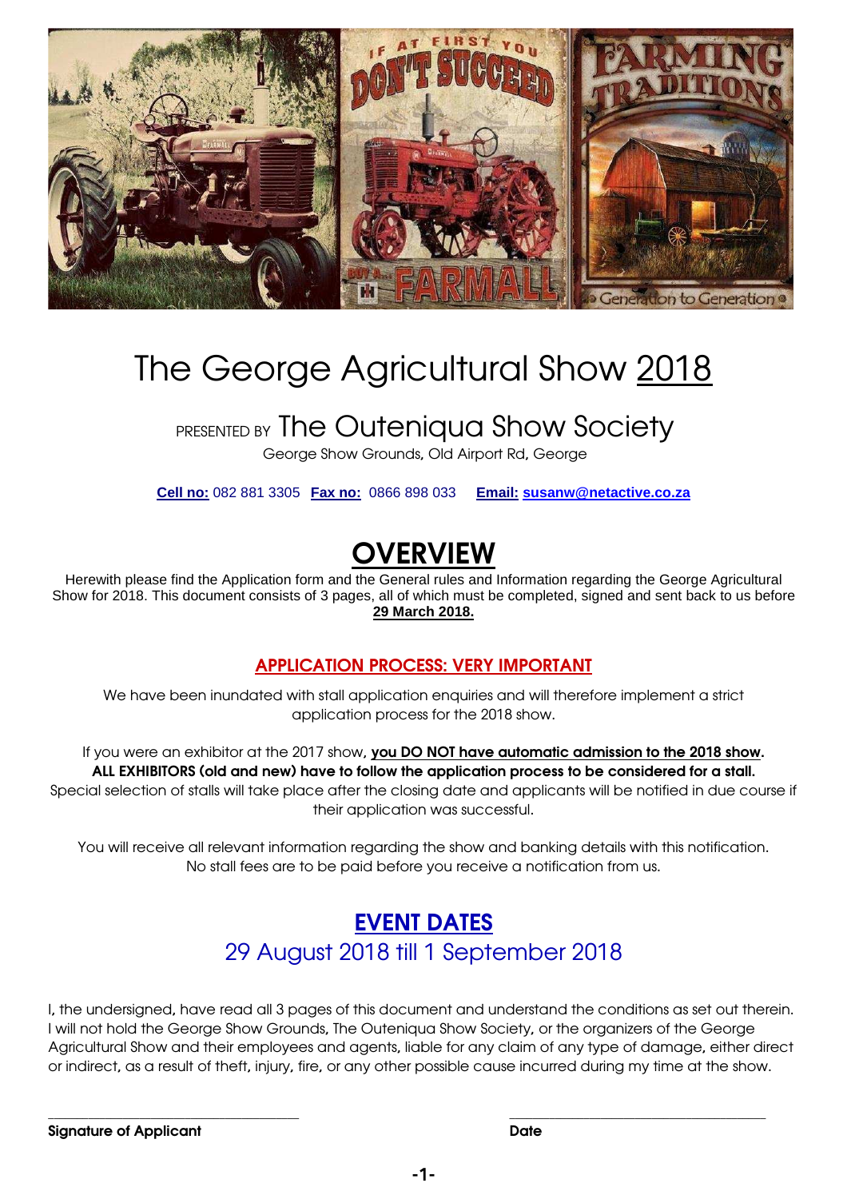# The George Agricultural Show 2018

## PRESENTED BY The Outeniqua Show Society

George Show Grounds, Old Airport Rd, George

**Cell no:** 082 881 3305 **Fax no:** 0866 898 033 **Email:** **susanw@netactive.co.za**

## OVERVIEW

Herewith please find the Application form and the General rules and Information regarding the George Agricultural Show for 2018. This document consists of 3 pages, all of which must be completed, signed and sent back to us before **29 March 2018.**

### APPLICATION PROCESS: VERY IMPORTANT

We have been inundated with stall application enquiries and will therefore implement a strict application process for the 2018 show.

If you were an exhibitor at the 2017 show, **you DO NOT have automatic admission to the 2018 show. ALL EXHIBITORS (old and new) have to follow the application process to be considered for a stall.** Special selection of stalls will take place after the closing date and applicants will be notified in due course if their application was successful.

You will receive all relevant information regarding the show and banking details with this notification. No stall fees are to be paid before you receive a notification from us.

## EVENT DATES

29 August 2018 till 1 September 2018

I, the undersigned, have read all 3 pages of this document and understand the conditions as set out therein. I will not hold the George Show Grounds, The Outeniqua Show Society, or the organizers of the George Agricultural Show and their employees and agents, liable for any claim of any type of damage, either direct or indirect, as a result of theft, injury, fire, or any other possible cause incurred during my time at the show.

\_\_\_\_\_\_\_\_\_\_\_\_\_\_\_\_\_\_\_\_\_\_\_\_\_\_\_\_\_\_ \_\_\_\_\_\_\_\_\_\_\_\_\_\_\_\_\_\_\_\_\_\_\_\_\_\_\_\_\_\_

**Signature of Applicant** **Date**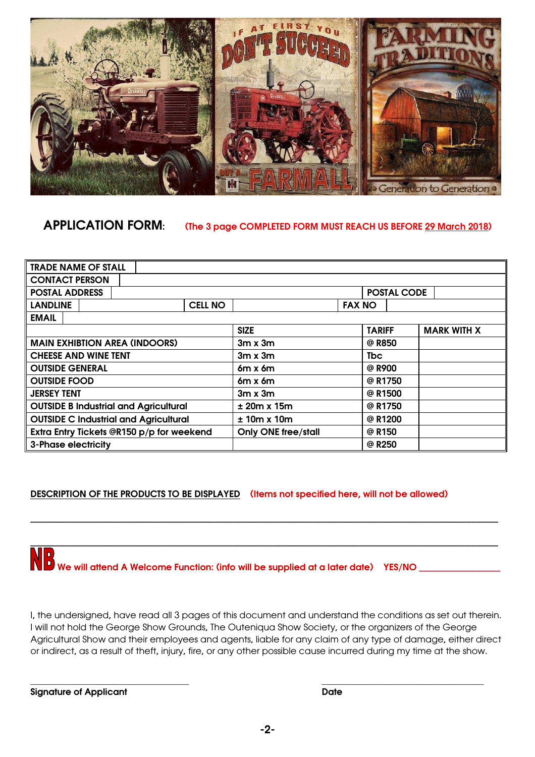**APPLICATION FORM**: (The 3 page COMPLETED FORM MUST REACH US BEFORE <u>29 March 2018</u>)

| TRADE NAME OF STALL | | | | | |
|---|---|---|---|---|---|
| CONTACT PERSON | | | | | |
| POSTAL ADDRESS | | | | POSTAL CODE | |
| LANDLINE | | CELL NO | | FAX NO | |
| EMAIL | | | | | |

| | SIZE | TARIFF | MARK WITH X |
|---|---|---|---|
| MAIN EXHIBITION AREA (INDOORS) | 3m x 3m | @ R850 | |
| CHEESE AND WINE TENT | 3m x 3m | Tbc | |
| OUTSIDE GENERAL | 6m x 6m | @ R900 | |
| OUTSIDE FOOD | 6m x 6m | @ R1750 | |
| JERSEY TENT | 3m x 3m | @ R1500 | |
| OUTSIDE B Industrial and Agricultural | ± 20m x 15m | @ R1750 | |
| OUTSIDE C Industrial and Agricultural | ± 10m x 10m | @ R1200 | |
| Extra Entry Tickets @R150 p/p for weekend | Only ONE free/stall | @ R150 | |
| 3-Phase electricity | | @ R250 | |

**<u>DESCRIPTION OF THE PRODUCTS TO BE DISPLAYED</u>** (Items not specified here, will not be allowed)

\_\_\_\_\_\_\_\_\_\_\_\_\_\_\_\_\_\_\_\_\_\_\_\_\_\_\_\_\_\_\_\_\_\_\_\_\_\_\_\_\_\_\_\_\_\_\_\_\_\_\_\_\_\_\_\_\_\_\_\_\_\_\_\_\_\_\_\_\_\_\_\_\_\_\_\_

\_\_\_\_\_\_\_\_\_\_\_\_\_\_\_\_\_\_\_\_\_\_\_\_\_\_\_\_\_\_\_\_\_\_\_\_\_\_\_\_\_\_\_\_\_\_\_\_\_\_\_\_\_\_\_\_\_\_\_\_\_\_\_\_\_\_\_\_\_\_\_\_\_\_\_\_

**NB** We will attend A Welcome Function: (info will be supplied at a later date) YES/NO \_\_\_\_\_\_\_\_\_\_\_\_\_\_\_\_

I, the undersigned, have read all 3 pages of this document and understand the conditions as set out therein. I will not hold the George Show Grounds, The Outeniqua Show Society, or the organizers of the George Agricultural Show and their employees and agents, liable for any claim of any type of damage, either direct or indirect, as a result of theft, injury, fire, or any other possible cause incurred during my time at the show.

\_\_\_\_\_\_\_\_\_\_\_\_\_\_\_\_\_\_\_\_\_\_\_\_\_\_\_\_\_\_\_\_ \_\_\_\_\_\_\_\_\_\_\_\_\_\_\_\_\_\_\_\_\_\_\_\_\_\_\_\_\_\_\_\_

**Signature of Applicant** **Date**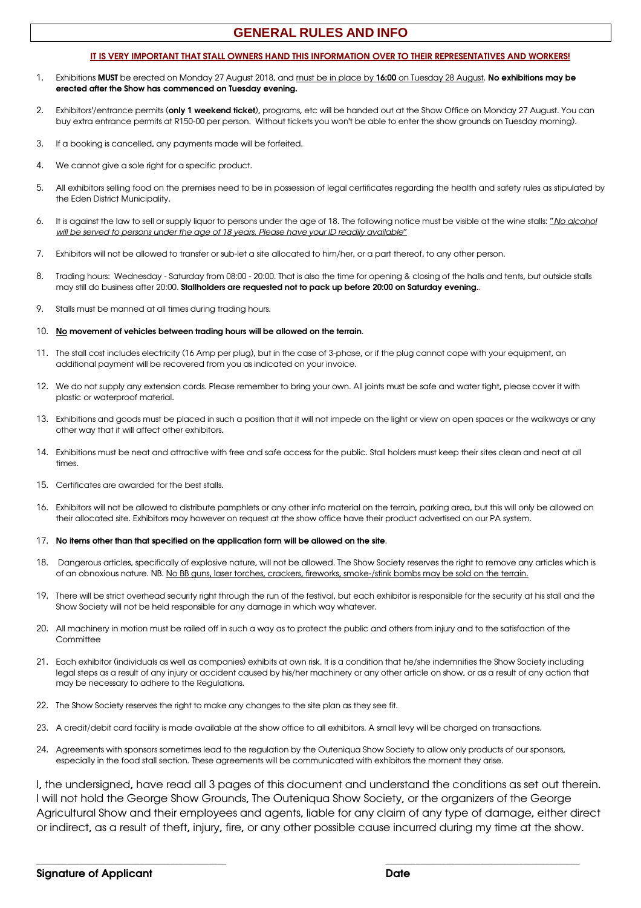# GENERAL RULES AND INFO

**IT IS VERY IMPORTANT THAT STALL OWNERS HAND THIS INFORMATION OVER TO THEIR REPRESENTATIVES AND WORKERS!**

1. Exhibitions **MUST** be erected on Monday 27 August 2018, and must be in place by **16:00** on Tuesday 28 August. **No exhibitions may be erected after the Show has commenced on Tuesday evening.**

2. Exhibitors'/entrance permits (**only 1 weekend ticket**), programs, etc will be handed out at the Show Office on Monday 27 August. You can buy extra entrance permits at R150-00 per person. Without tickets you won't be able to enter the show grounds on Tuesday morning).

3. If a booking is cancelled, any payments made will be forfeited.

4. We cannot give a sole right for a specific product.

5. All exhibitors selling food on the premises need to be in possession of legal certificates regarding the health and safety rules as stipulated by the Eden District Municipality.

6. It is against the law to sell or supply liquor to persons under the age of 18. The following notice must be visible at the wine stalls: *"No alcohol will be served to persons under the age of 18 years. Please have your ID readily available"*

7. Exhibitors will not be allowed to transfer or sub-let a site allocated to him/her, or a part thereof, to any other person.

8. Trading hours: Wednesday - Saturday from 08:00 - 20:00. That is also the time for opening & closing of the halls and tents, but outside stalls may still do business after 20:00. **Stallholders are requested not to pack up before 20:00 on Saturday evening.**.

9. Stalls must be manned at all times during trading hours.

10. **No movement of vehicles between trading hours will be allowed on the terrain**.

11. The stall cost includes electricity (16 Amp per plug), but in the case of 3-phase, or if the plug cannot cope with your equipment, an additional payment will be recovered from you as indicated on your invoice.

12. We do not supply any extension cords. Please remember to bring your own. All joints must be safe and water tight, please cover it with plastic or waterproof material.

13. Exhibitions and goods must be placed in such a position that it will not impede on the light or view on open spaces or the walkways or any other way that it will affect other exhibitors.

14. Exhibitions must be neat and attractive with free and safe access for the public. Stall holders must keep their sites clean and neat at all times.

15. Certificates are awarded for the best stalls.

16. Exhibitors will not be allowed to distribute pamphlets or any other info material on the terrain, parking area, but this will only be allowed on their allocated site. Exhibitors may however on request at the show office have their product advertised on our PA system.

17. **No items other than that specified on the application form will be allowed on the site**.

18. Dangerous articles, specifically of explosive nature, will not be allowed. The Show Society reserves the right to remove any articles which is of an obnoxious nature. NB. No BB guns, laser torches, crackers, fireworks, smoke-/stink bombs may be sold on the terrain.

19. There will be strict overhead security right through the run of the festival, but each exhibitor is responsible for the security at his stall and the Show Society will not be held responsible for any damage in which way whatever.

20. All machinery in motion must be railed off in such a way as to protect the public and others from injury and to the satisfaction of the Committee

21. Each exhibitor (individuals as well as companies) exhibits at own risk. It is a condition that he/she indemnifies the Show Society including legal steps as a result of any injury or accident caused by his/her machinery or any other article on show, or as a result of any action that may be necessary to adhere to the Regulations.

22. The Show Society reserves the right to make any changes to the site plan as they see fit.

23. A credit/debit card facility is made available at the show office to all exhibitors. A small levy will be charged on transactions.

24. Agreements with sponsors sometimes lead to the regulation by the Outeniqua Show Society to allow only products of our sponsors, especially in the food stall section. These agreements will be communicated with exhibitors the moment they arise.

I, the undersigned, have read all 3 pages of this document and understand the conditions as set out therein. I will not hold the George Show Grounds, The Outeniqua Show Society, or the organizers of the George Agricultural Show and their employees and agents, liable for any claim of any type of damage, either direct or indirect, as a result of theft, injury, fire, or any other possible cause incurred during my time at the show.

\_\_\_\_\_\_\_\_\_\_\_\_\_\_\_\_\_\_\_\_\_\_\_\_\_\_\_\_\_\_\_\_\_\_\_\_

**Signature of Applicant**

\_\_\_\_\_\_\_\_\_\_\_\_\_\_\_\_\_\_\_\_\_\_\_\_\_\_\_\_\_\_\_\_\_\_\_\_

**Date**